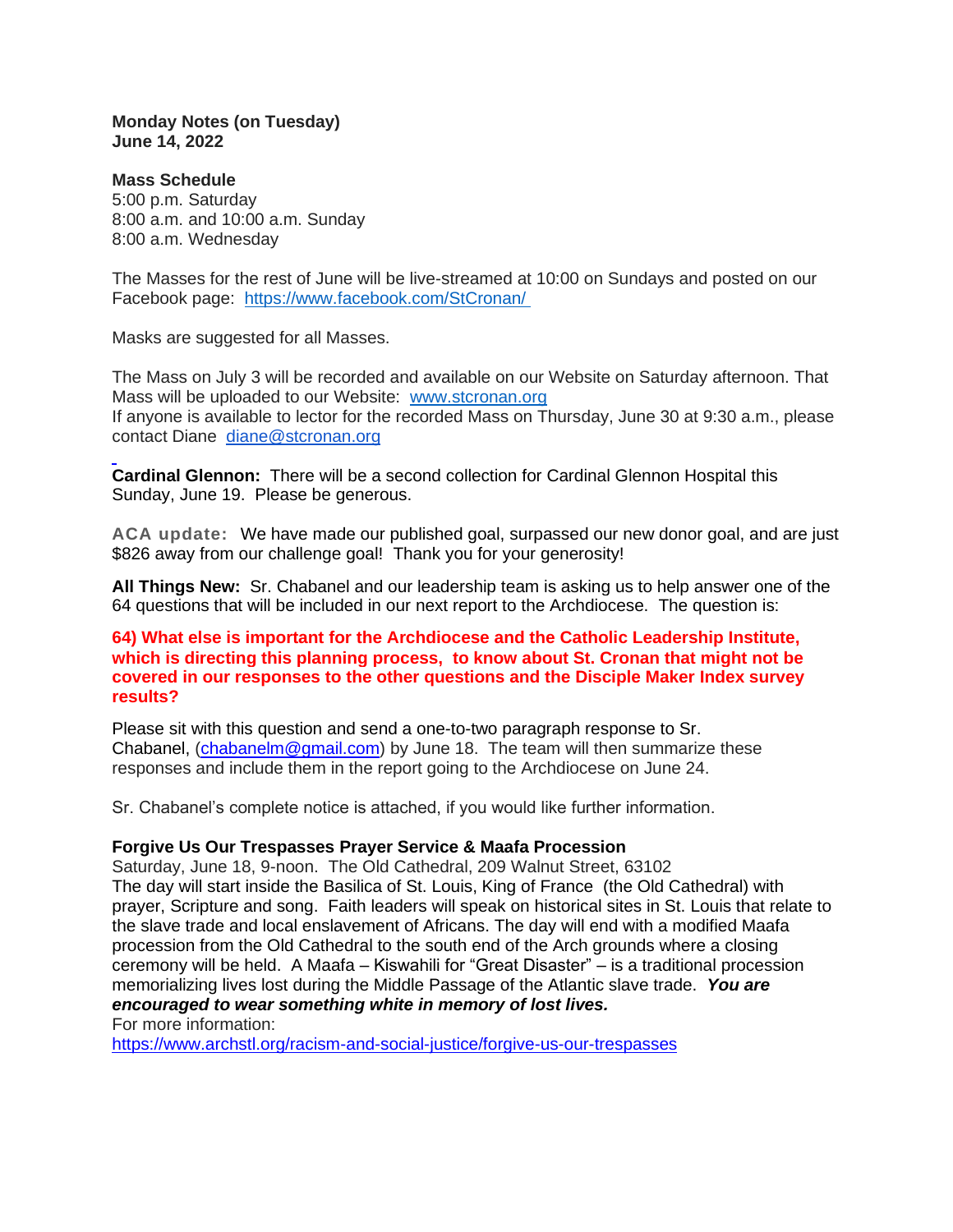**Monday Notes (on Tuesday)**
**June 14, 2022**

**Mass Schedule**
5:00 p.m. Saturday
8:00 a.m. and 10:00 a.m. Sunday
8:00 a.m. Wednesday

The Masses for the rest of June will be live-streamed at 10:00 on Sundays and posted on our Facebook page: https://www.facebook.com/StCronan/

Masks are suggested for all Masses.

The Mass on July 3 will be recorded and available on our Website on Saturday afternoon. That Mass will be uploaded to our Website: www.stcronan.org
If anyone is available to lector for the recorded Mass on Thursday, June 30 at 9:30 a.m., please contact Diane diane@stcronan.org

**Cardinal Glennon:** There will be a second collection for Cardinal Glennon Hospital this Sunday, June 19. Please be generous.

**ACA update:** We have made our published goal, surpassed our new donor goal, and are just $826 away from our challenge goal! Thank you for your generosity!

**All Things New:** Sr. Chabanel and our leadership team is asking us to help answer one of the 64 questions that will be included in our next report to the Archdiocese. The question is:

**64) What else is important for the Archdiocese and the Catholic Leadership Institute, which is directing this planning process, to know about St. Cronan that might not be covered in our responses to the other questions and the Disciple Maker Index survey results?**

Please sit with this question and send a one-to-two paragraph response to Sr. Chabanel, (chabanelm@gmail.com) by June 18. The team will then summarize these responses and include them in the report going to the Archdiocese on June 24.

Sr. Chabanel's complete notice is attached, if you would like further information.

**Forgive Us Our Trespasses Prayer Service & Maafa Procession**
Saturday, June 18, 9-noon. The Old Cathedral, 209 Walnut Street, 63102
The day will start inside the Basilica of St. Louis, King of France (the Old Cathedral) with prayer, Scripture and song. Faith leaders will speak on historical sites in St. Louis that relate to the slave trade and local enslavement of Africans. The day will end with a modified Maafa procession from the Old Cathedral to the south end of the Arch grounds where a closing ceremony will be held. A Maafa – Kiswahili for "Great Disaster" – is a traditional procession memorializing lives lost during the Middle Passage of the Atlantic slave trade. ***You are encouraged to wear something white in memory of lost lives.***
For more information:
https://www.archstl.org/racism-and-social-justice/forgive-us-our-trespasses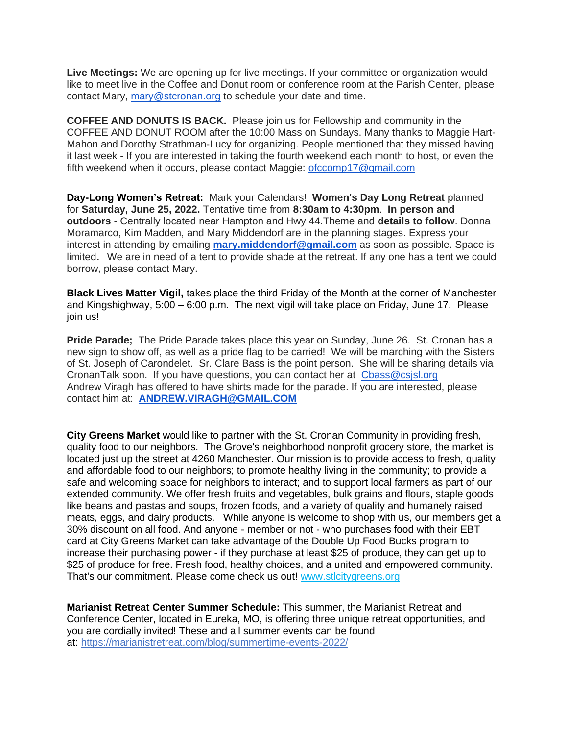**Live Meetings:** We are opening up for live meetings. If your committee or organization would like to meet live in the Coffee and Donut room or conference room at the Parish Center, please contact Mary, mary@stcronan.org to schedule your date and time.

**COFFEE AND DONUTS IS BACK.** Please join us for Fellowship and community in the COFFEE AND DONUT ROOM after the 10:00 Mass on Sundays. Many thanks to Maggie Hart-Mahon and Dorothy Strathman-Lucy for organizing. People mentioned that they missed having it last week - If you are interested in taking the fourth weekend each month to host, or even the fifth weekend when it occurs, please contact Maggie: ofccomp17@gmail.com

**Day-Long Women's Retreat:** Mark your Calendars! **Women's Day Long Retreat** planned for **Saturday, June 25, 2022.** Tentative time from **8:30am to 4:30pm**. **In person and outdoors** - Centrally located near Hampton and Hwy 44.Theme and **details to follow**. Donna Moramarco, Kim Madden, and Mary Middendorf are in the planning stages. Express your interest in attending by emailing **mary.middendorf@gmail.com** as soon as possible. Space is limited. We are in need of a tent to provide shade at the retreat. If any one has a tent we could borrow, please contact Mary.

**Black Lives Matter Vigil,** takes place the third Friday of the Month at the corner of Manchester and Kingshighway, 5:00 – 6:00 p.m. The next vigil will take place on Friday, June 17. Please join us!

**Pride Parade;** The Pride Parade takes place this year on Sunday, June 26. St. Cronan has a new sign to show off, as well as a pride flag to be carried! We will be marching with the Sisters of St. Joseph of Carondelet. Sr. Clare Bass is the point person. She will be sharing details via CronanTalk soon. If you have questions, you can contact her at Cbass@csjsl.org
Andrew Viragh has offered to have shirts made for the parade. If you are interested, please contact him at: **ANDREW.VIRAGH@GMAIL.COM**

**City Greens Market** would like to partner with the St. Cronan Community in providing fresh, quality food to our neighbors. The Grove's neighborhood nonprofit grocery store, the market is located just up the street at 4260 Manchester. Our mission is to provide access to fresh, quality and affordable food to our neighbors; to promote healthy living in the community; to provide a safe and welcoming space for neighbors to interact; and to support local farmers as part of our extended community. We offer fresh fruits and vegetables, bulk grains and flours, staple goods like beans and pastas and soups, frozen foods, and a variety of quality and humanely raised meats, eggs, and dairy products. While anyone is welcome to shop with us, our members get a 30% discount on all food. And anyone - member or not - who purchases food with their EBT card at City Greens Market can take advantage of the Double Up Food Bucks program to increase their purchasing power - if they purchase at least $25 of produce, they can get up to $25 of produce for free. Fresh food, healthy choices, and a united and empowered community. That's our commitment. Please come check us out! www.stlcitygreens.org

**Marianist Retreat Center Summer Schedule:** This summer, the Marianist Retreat and Conference Center, located in Eureka, MO, is offering three unique retreat opportunities, and you are cordially invited! These and all summer events can be found at: https://marianistretreat.com/blog/summertime-events-2022/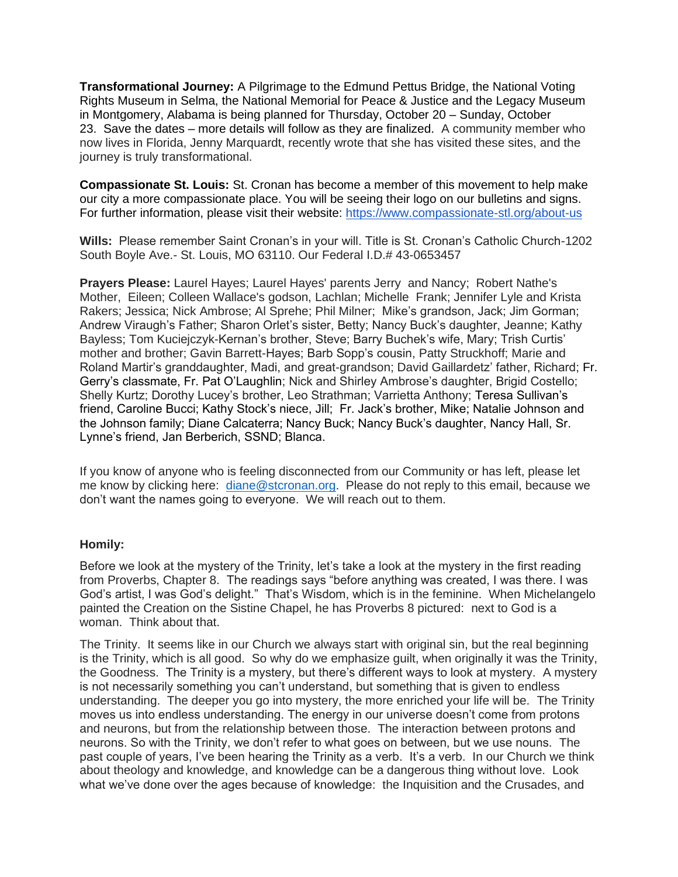**Transformational Journey:** A Pilgrimage to the Edmund Pettus Bridge, the National Voting Rights Museum in Selma, the National Memorial for Peace & Justice and the Legacy Museum in Montgomery, Alabama is being planned for Thursday, October 20 – Sunday, October 23. Save the dates – more details will follow as they are finalized. A community member who now lives in Florida, Jenny Marquardt, recently wrote that she has visited these sites, and the journey is truly transformational.

**Compassionate St. Louis:** St. Cronan has become a member of this movement to help make our city a more compassionate place. You will be seeing their logo on our bulletins and signs. For further information, please visit their website: https://www.compassionate-stl.org/about-us

**Wills:** Please remember Saint Cronan's in your will. Title is St. Cronan's Catholic Church-1202 South Boyle Ave.- St. Louis, MO 63110. Our Federal I.D.# 43-0653457

**Prayers Please:** Laurel Hayes; Laurel Hayes' parents Jerry and Nancy; Robert Nathe's Mother, Eileen; Colleen Wallace's godson, Lachlan; Michelle Frank; Jennifer Lyle and Krista Rakers; Jessica; Nick Ambrose; Al Sprehe; Phil Milner; Mike's grandson, Jack; Jim Gorman; Andrew Viraugh's Father; Sharon Orlet's sister, Betty; Nancy Buck's daughter, Jeanne; Kathy Bayless; Tom Kuciejczyk-Kernan's brother, Steve; Barry Buchek's wife, Mary; Trish Curtis' mother and brother; Gavin Barrett-Hayes; Barb Sopp's cousin, Patty Struckhoff; Marie and Roland Martir's granddaughter, Madi, and great-grandson; David Gaillardetz' father, Richard; Fr. Gerry's classmate, Fr. Pat O'Laughlin; Nick and Shirley Ambrose's daughter, Brigid Costello; Shelly Kurtz; Dorothy Lucey's brother, Leo Strathman; Varrietta Anthony; Teresa Sullivan's friend, Caroline Bucci; Kathy Stock's niece, Jill; Fr. Jack's brother, Mike; Natalie Johnson and the Johnson family; Diane Calcaterra; Nancy Buck; Nancy Buck's daughter, Nancy Hall, Sr. Lynne's friend, Jan Berberich, SSND; Blanca.

If you know of anyone who is feeling disconnected from our Community or has left, please let me know by clicking here: diane@stcronan.org. Please do not reply to this email, because we don't want the names going to everyone. We will reach out to them.

**Homily:**

Before we look at the mystery of the Trinity, let's take a look at the mystery in the first reading from Proverbs, Chapter 8. The readings says "before anything was created, I was there. I was God's artist, I was God's delight." That's Wisdom, which is in the feminine. When Michelangelo painted the Creation on the Sistine Chapel, he has Proverbs 8 pictured: next to God is a woman. Think about that.

The Trinity. It seems like in our Church we always start with original sin, but the real beginning is the Trinity, which is all good. So why do we emphasize guilt, when originally it was the Trinity, the Goodness. The Trinity is a mystery, but there's different ways to look at mystery. A mystery is not necessarily something you can't understand, but something that is given to endless understanding. The deeper you go into mystery, the more enriched your life will be. The Trinity moves us into endless understanding. The energy in our universe doesn't come from protons and neurons, but from the relationship between those. The interaction between protons and neurons. So with the Trinity, we don't refer to what goes on between, but we use nouns. The past couple of years, I've been hearing the Trinity as a verb. It's a verb. In our Church we think about theology and knowledge, and knowledge can be a dangerous thing without love. Look what we've done over the ages because of knowledge: the Inquisition and the Crusades, and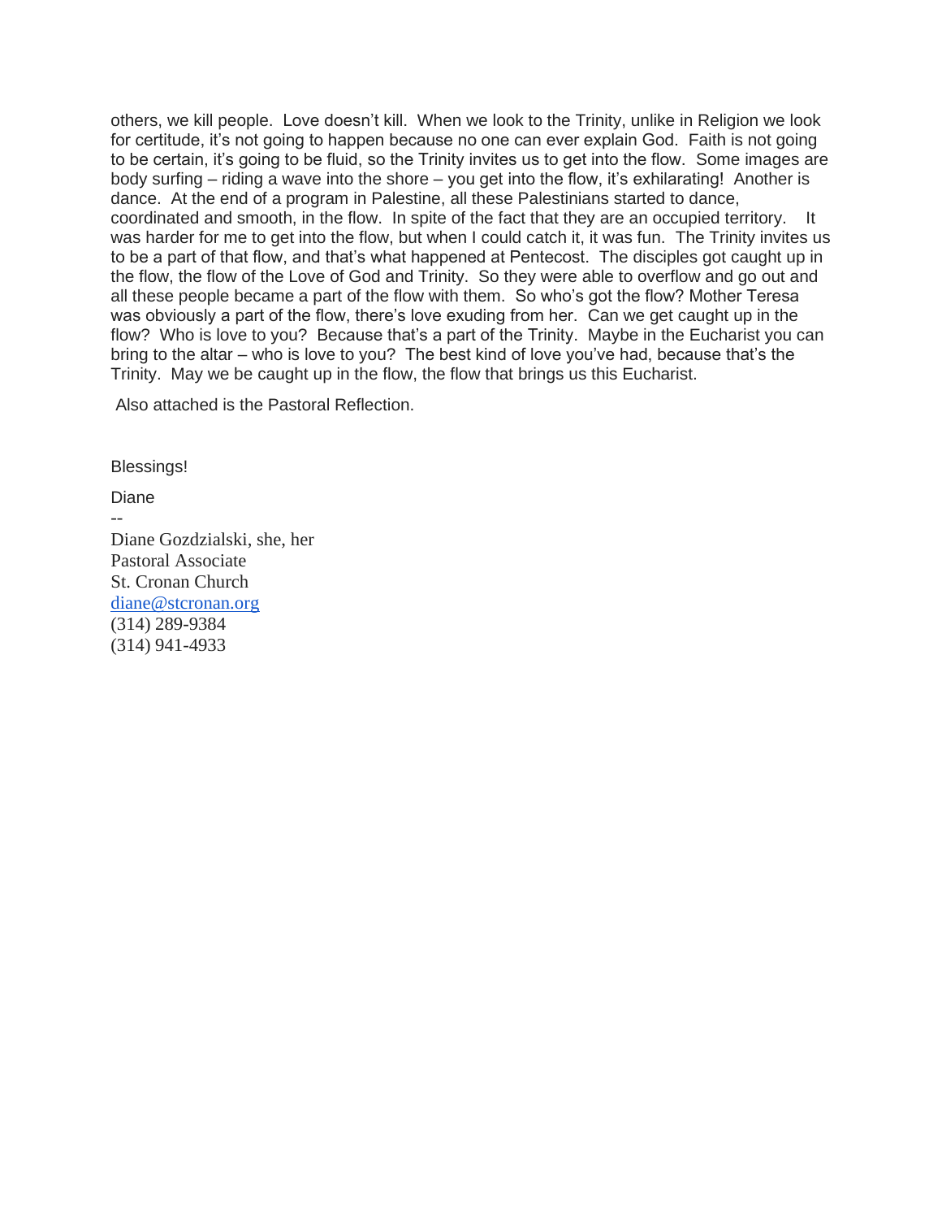others, we kill people. Love doesn't kill. When we look to the Trinity, unlike in Religion we look for certitude, it's not going to happen because no one can ever explain God. Faith is not going to be certain, it's going to be fluid, so the Trinity invites us to get into the flow. Some images are body surfing – riding a wave into the shore – you get into the flow, it's exhilarating! Another is dance. At the end of a program in Palestine, all these Palestinians started to dance, coordinated and smooth, in the flow. In spite of the fact that they are an occupied territory. It was harder for me to get into the flow, but when I could catch it, it was fun. The Trinity invites us to be a part of that flow, and that's what happened at Pentecost. The disciples got caught up in the flow, the flow of the Love of God and Trinity. So they were able to overflow and go out and all these people became a part of the flow with them. So who's got the flow? Mother Teresa was obviously a part of the flow, there's love exuding from her. Can we get caught up in the flow? Who is love to you? Because that's a part of the Trinity. Maybe in the Eucharist you can bring to the altar – who is love to you? The best kind of love you've had, because that's the Trinity. May we be caught up in the flow, the flow that brings us this Eucharist.

Also attached is the Pastoral Reflection.

Blessings!

Diane

--

Diane Gozdzialski, she, her
Pastoral Associate
St. Cronan Church
diane@stcronan.org
(314) 289-9384
(314) 941-4933